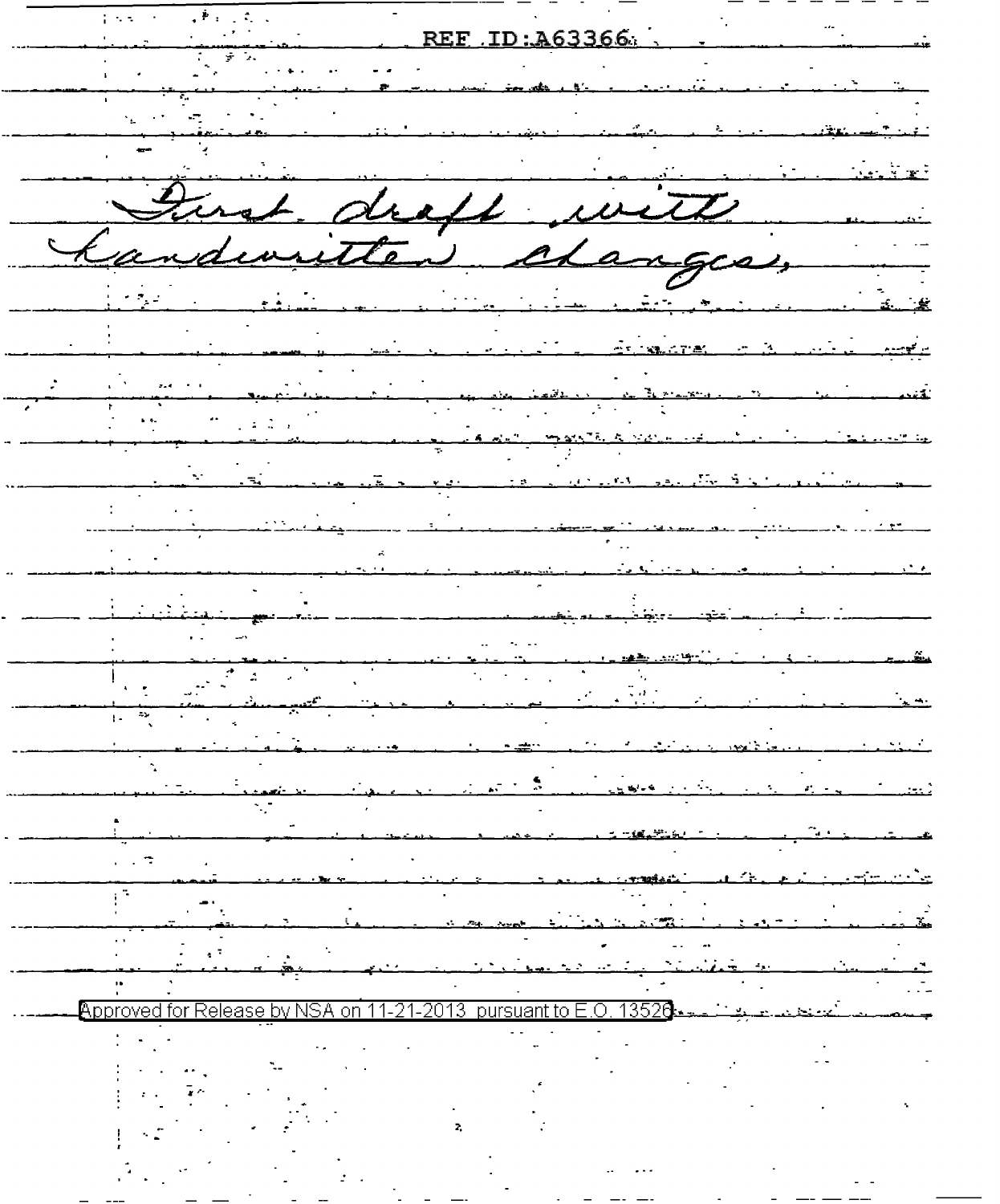REF ID:A63366

*First draft with handwritten changes.*

Approved for Release by NSA on 11-21-2013 pursuant to E.O. 13526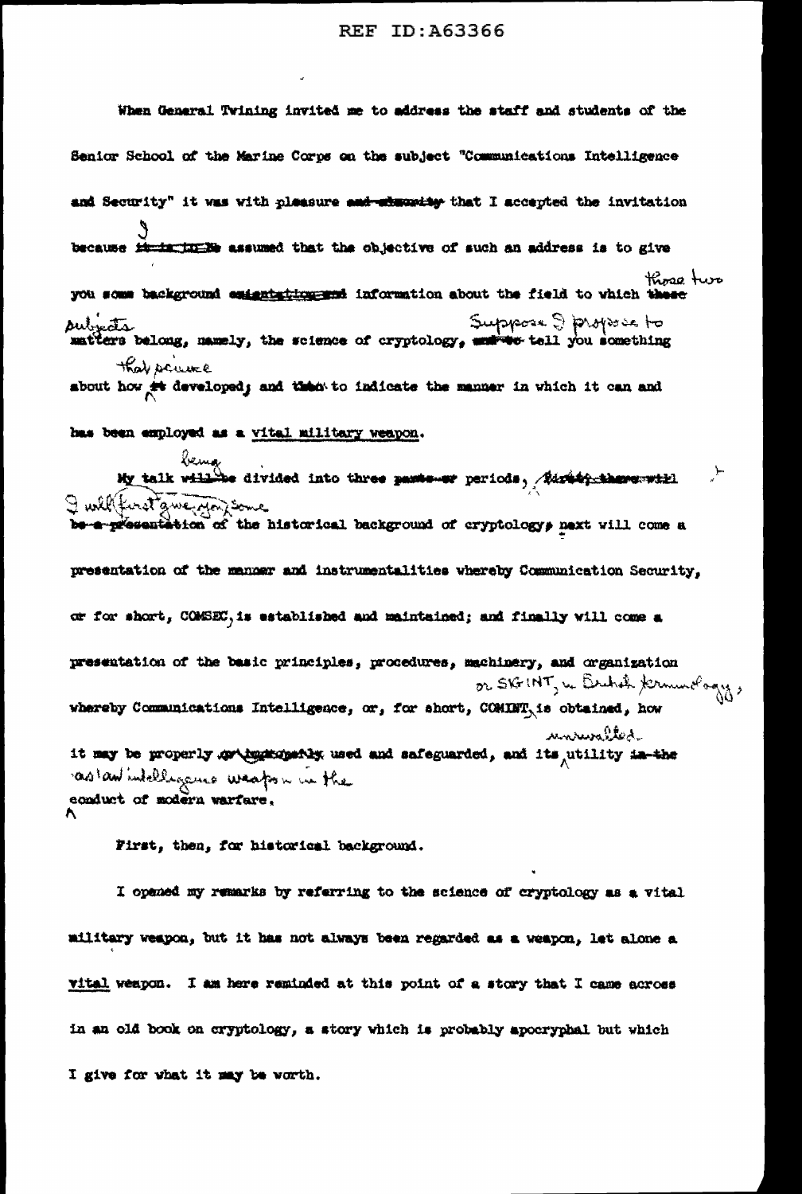When General Twining invited me to address the staff and students of the Senior School of the Marine Corps on the subject "Communications Intelligence and Security" it was with pleasure that I accepted the invitation because I assumed that the objective of such an address is to give you some background information about the field to which those two subjects belong, namely, the science of cryptology. Suppose I propose to tell you something about how that science developed, and to indicate the manner in which it can and has been employed as a vital military weapon.

My talk being divided into three periods, I will first give you some historical background of cryptology; next will come a presentation of the manner and instrumentalities whereby Communication Security, or for short, COMSEC, is established and maintained; and finally will come a presentation of the basic principles, procedures, machinery, and organization whereby Communications Intelligence, or, for short, COMINT, or SIGINT, in British terminology, is obtained, how it may be properly used and safeguarded, and its unrivalled utility as an intelligence weapon in the conduct of modern warfare.

First, then, for historical background.

I opened my remarks by referring to the science of cryptology as a vital military weapon, but it has not always been regarded as a weapon, let alone a vital weapon. I am here reminded at this point of a story that I came across in an old book on cryptology, a story which is probably apocryphal but which I give for what it may be worth.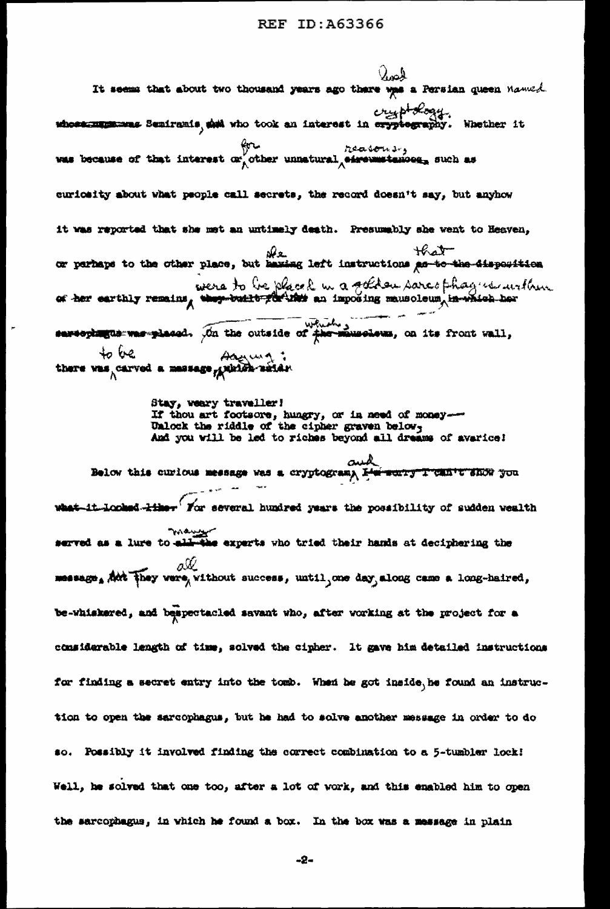It seems that about two thousand years ago there lived a Persian queen named Semiramis, who took an interest in cryptology. Whether it was because of that interest or for other unnatural reasons, such as curiosity about what people call secrets, the record doesn't say, but anyhow it was reported that she met an untimely death. Presumably she went to Heaven, or perhaps to the other place, but she left instructions that her earthly remains were to be placed in a golden sarcophagus within an imposing mausoleum. On the outside of which, on its front wall, there was to be carved a message, saying:

> Stay, weary traveller!
> If thou art footsore, hungry, or in need of money—
> Unlock the riddle of the cipher graven below,
> And you will be led to riches beyond all dreams of avarice!

Below this curious message was a cryptogram and for several hundred years the possibility of sudden wealth served as a lure to many experts who tried their hands at deciphering the message, all without success, until one day along came a long-haired, be-whiskered, and bespectacled savant who, after working at the project for a considerable length of time, solved the cipher. It gave him detailed instructions for finding a secret entry into the tomb. When he got inside, he found an instruction to open the sarcophagus, but he had to solve another message in order to do so. Possibly it involved finding the correct combination to a 5-tumbler lock! Well, he solved that one too, after a lot of work, and this enabled him to open the sarcophagus, in which he found a box. In the box was a message in plain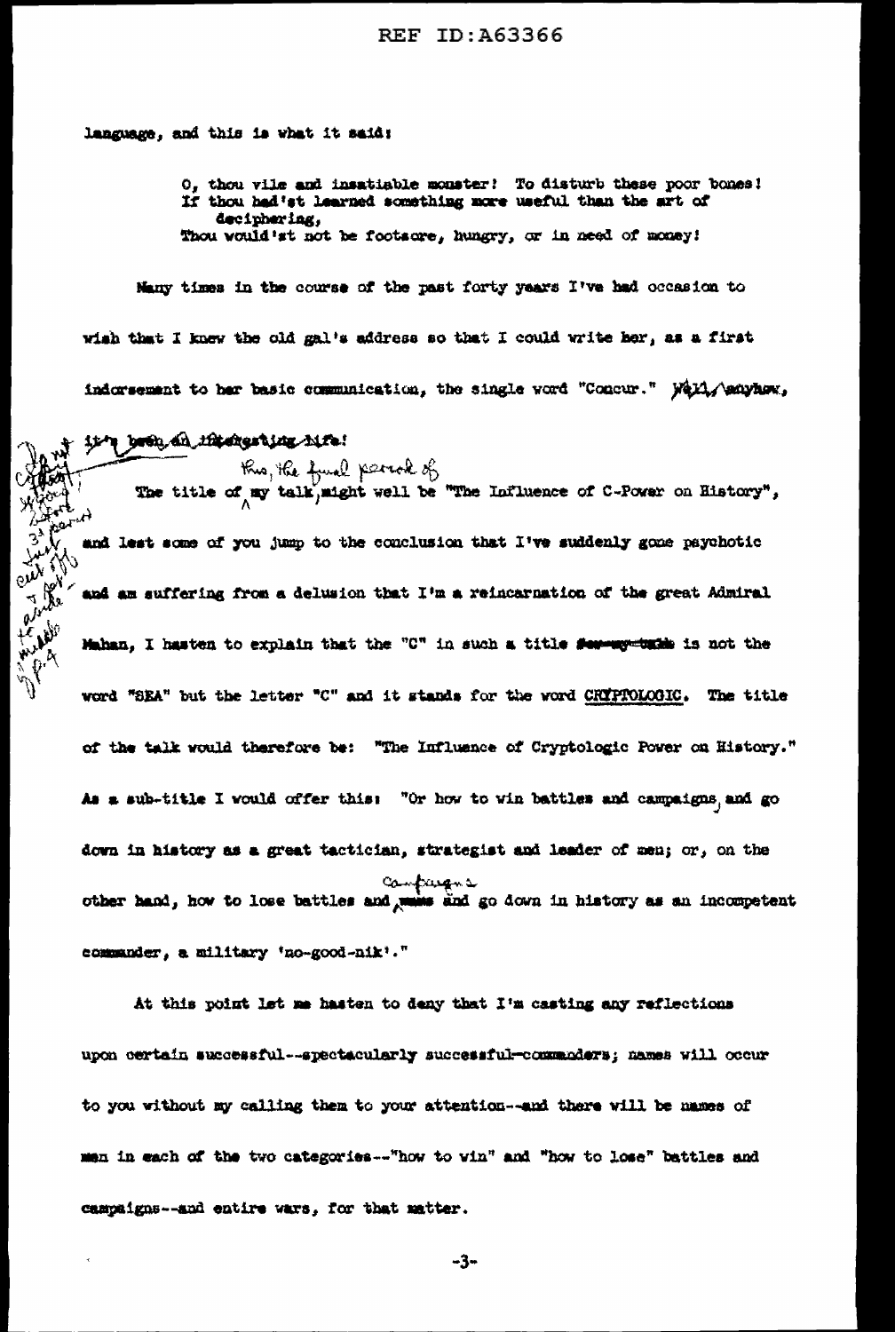language, and this is what it said:

> O, thou vile and insatiable monster! To disturb these poor bones!
> If thou had'st learned something more useful than the art of deciphering,
> Thou would'st not be footsore, hungry, or in need of money!

Many times in the course of the past forty years I've had occasion to wish that I knew the old gal's address so that I could write her, as a first indorsement to her basic communication, the single word "Concur." ~~Well, anyhow, it's been an interesting life!~~

The title of this, the final period of my talk, might well be "The Influence of C-Power on History", and lest some of you jump to the conclusion that I've suddenly gone psychotic and am suffering from a delusion that I'm a reincarnation of the great Admiral Mahan, I hasten to explain that the "C" in such a title ~~for my talk~~ is not the word "SEA" but the letter "C" and it stands for the word CRYPTOLOGIC. The title of the talk would therefore be: "The Influence of Cryptologic Power on History." As a sub-title I would offer this: "Or how to win battles and campaigns, and go down in history as a great tactician, strategist and leader of men; or, on the other hand, how to lose battles and ~~wars~~ campaigns and go down in history as an incompetent commander, a military 'no-good-nik'."

At this point let me hasten to deny that I'm casting any reflections upon certain successful--spectacularly successful--commanders; names will occur to you without my calling them to your attention--and there will be names of men in each of the two categories--"how to win" and "how to lose" battles and campaigns--and entire wars, for that matter.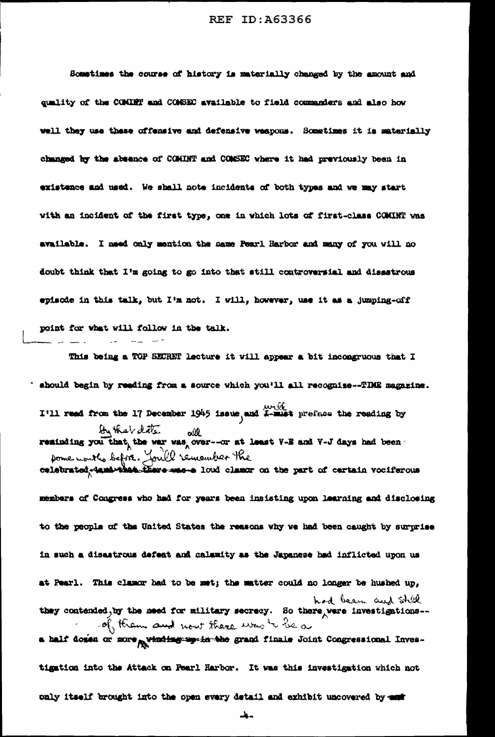Sometimes the course of history is materially changed by the amount and quality of the COMINT and COMSEC available to field commanders and also how well they use these offensive and defensive weapons. Sometimes it is materially changed by the absence of COMINT and COMSEC where it had previously been in existence and used. We shall note incidents of both types and we may start with an incident of the first type, one in which lots of first-class COMINT was available. I need only mention the name Pearl Harbor and many of you will no doubt think that I'm going to go into that still controversial and disastrous episode in this talk, but I'm not. I will, however, use it as a jumping-off point for what will follow in the talk.

This being a TOP SECRET lecture it will appear a bit incongruous that I should begin by reading from a source which you'll all recognize--TIME magazine. I'll read from the 17 December 1945 issue, and will preface the reading by reminding you that by that date the war was all over--or at least V-E and V-J days had been celebrated some months before. You'll remember the loud clamor on the part of certain vociferous members of Congress who had for years been insisting upon learning and disclosing to the people of the United States the reasons why we had been caught by surprise in such a disastrous defeat and calamity as the Japanese had inflicted upon us at Pearl. This clamor had to be met; the matter could no longer be hushed up, they contended, by the need for military secrecy. So there had been and still were investigations--a half dozen or more of them and now there was to be a grand finale Joint Congressional Investigation into the Attack on Pearl Harbor. It was this investigation which not only itself brought into the open every detail and exhibit uncovered by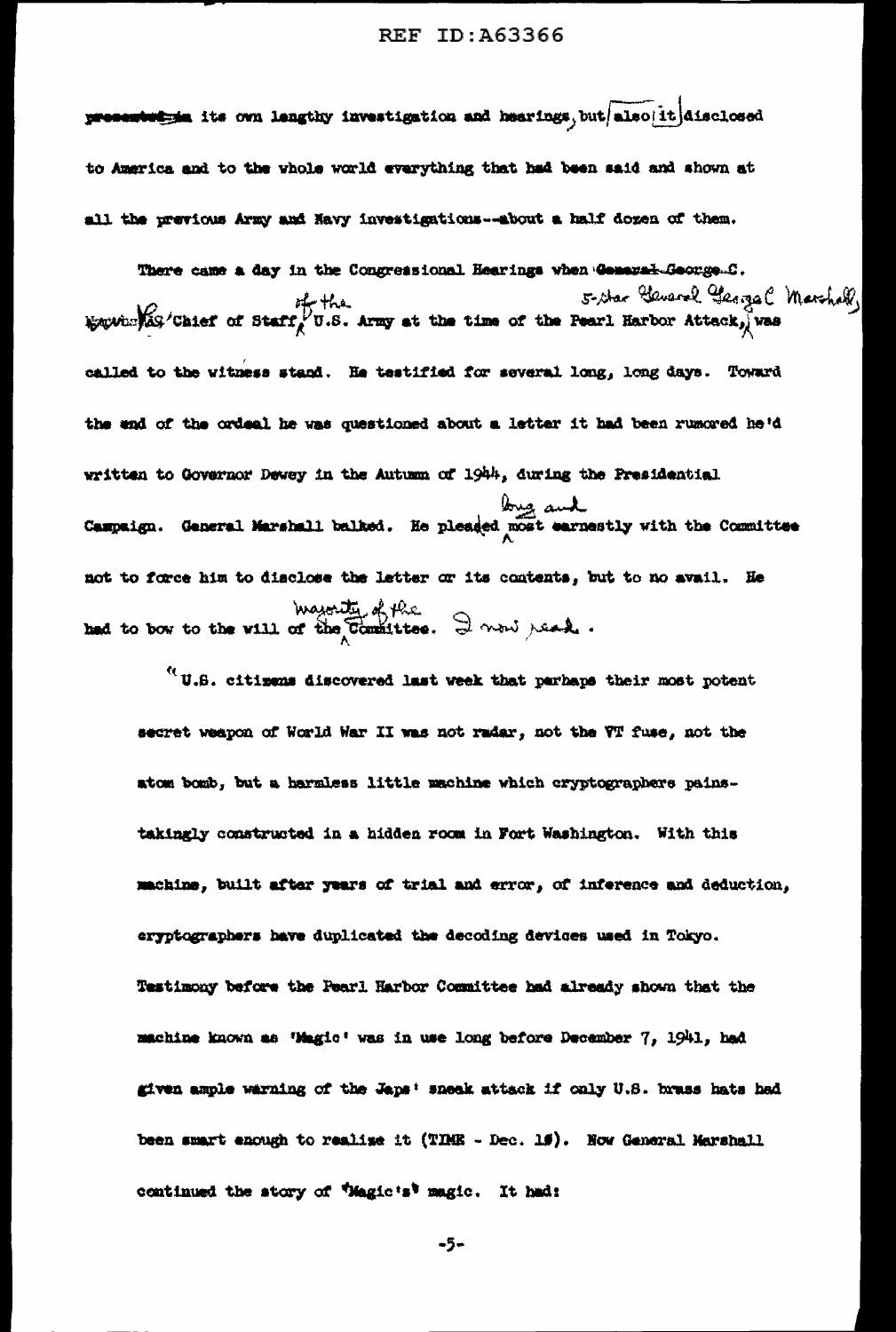presented in its own lengthy investigation and hearings, but also it disclosed to America and to the whole world everything that had been said and shown at all the previous Army and Navy investigations--about a half dozen of them.

There came a day in the Congressional Hearings when 5-Star General George C. Marshall, Chief of Staff of the U.S. Army at the time of the Pearl Harbor Attack, was called to the witness stand. He testified for several long, long days. Toward the end of the ordeal he was questioned about a letter it had been rumored he'd written to Governor Dewey in the Autumn of 1944, during the Presidential Campaign. General Marshall balked. He pleaded long and most earnestly with the Committee not to force him to disclose the letter or its contents, but to no avail. He had to bow to the will of the majority of the Committee. I now read.

"U.S. citizens discovered last week that perhaps their most potent secret weapon of World War II was not radar, not the VT fuse, not the atom bomb, but a harmless little machine which cryptographers painstakingly constructed in a hidden room in Fort Washington. With this machine, built after years of trial and error, of inference and deduction, cryptographers have duplicated the decoding devices used in Tokyo. Testimony before the Pearl Harbor Committee had already shown that the machine known as 'Magic' was in use long before December 7, 1941, had given ample warning of the Japs' sneak attack if only U.S. brass hats had been smart enough to realize it (TIME - Dec. 1#). Now General Marshall continued the story of 'Magic's' magic. It had: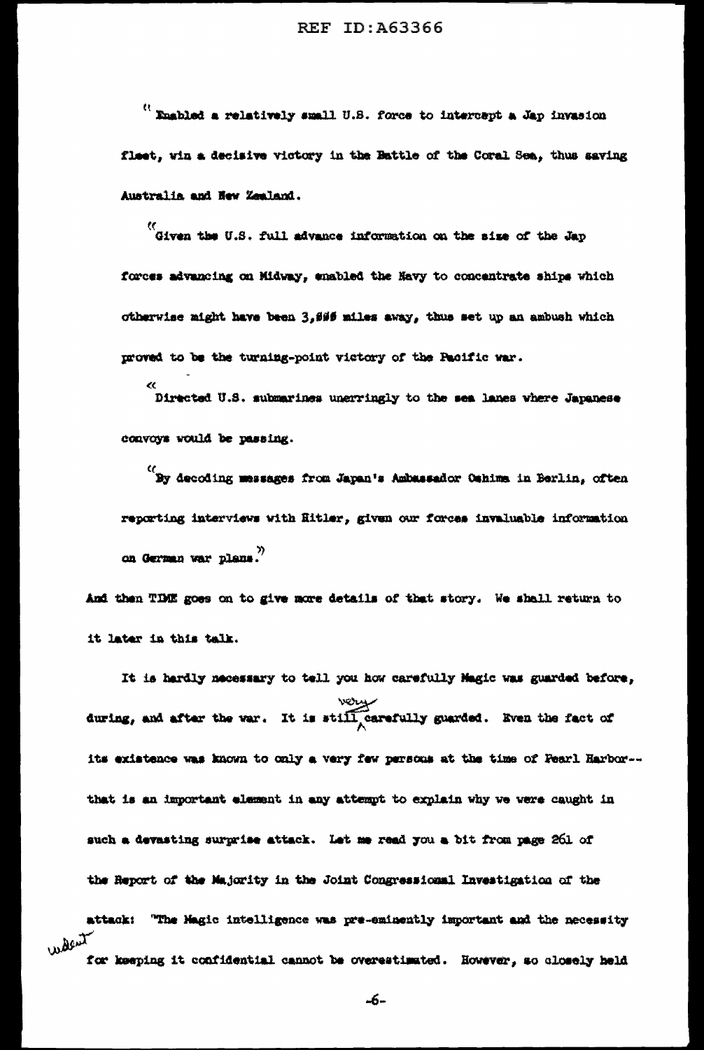"Enabled a relatively small U.S. force to intercept a Jap invasion fleet, win a decisive victory in the Battle of the Coral Sea, thus saving Australia and New Zealand.

"Given the U.S. full advance information on the size of the Jap forces advancing on Midway, enabled the Navy to concentrate ships which otherwise might have been 3,000 miles away, thus set up an ambush which proved to be the turning-point victory of the Pacific war.

"Directed U.S. submarines unerringly to the sea lanes where Japanese convoys would be passing.

"By decoding messages from Japan's Ambassador Oshima in Berlin, often reporting interviews with Hitler, given our forces invaluable information on German war plans."

And then TIME goes on to give more details of that story. We shall return to it later in this talk.

It is hardly necessary to tell you how carefully Magic was guarded before, during, and after the war. It is still very carefully guarded. Even the fact of its existence was known to only a very few persons at the time of Pearl Harbor--that is an important element in any attempt to explain why we were caught in such a devasting surprise attack. Let me read you a bit from page 261 of the Report of the Majority in the Joint Congressional Investigation of the attack: "The Magic intelligence was pre-eminently important and the necessity for keeping it confidential cannot be overestimated. However, so closely held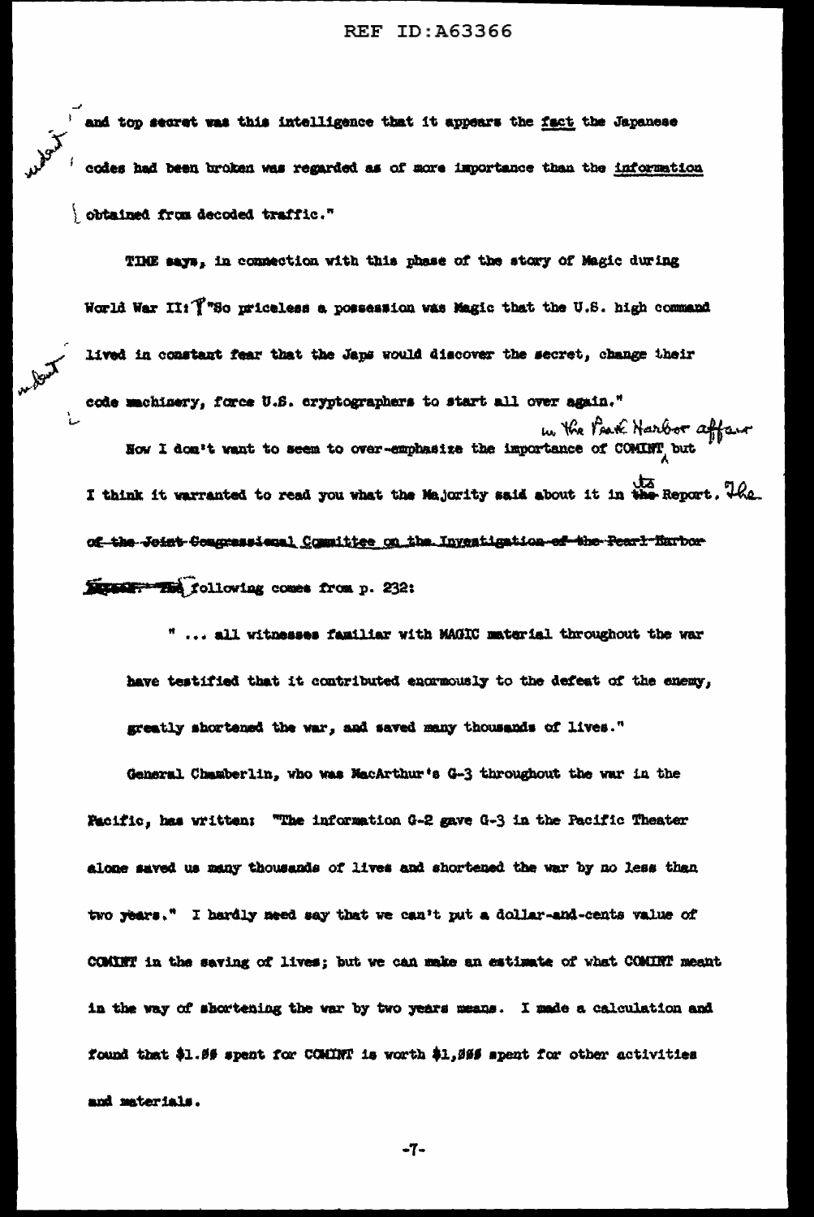and top secret was this intelligence that it appears the fact the Japanese codes had been broken was regarded as of more importance than the information obtained from decoded traffic."

TIME says, in connection with this phase of the story of Magic during World War II: "So priceless a possession was Magic that the U.S. high command lived in constant fear that the Japs would discover the secret, change their code machinery, force U.S. cryptographers to start all over again."

Now I don't want to seem to over-emphasize the importance of COMINT in the Pearl Harbor affair but I think it warranted to read you what the Majority said about it in its Report. The following comes from p. 232:

> " ... all witnesses familiar with MAGIC material throughout the war have testified that it contributed enormously to the defeat of the enemy, greatly shortened the war, and saved many thousands of lives."

General Chamberlin, who was MacArthur's G-3 throughout the war in the Pacific, has written: "The information G-2 gave G-3 in the Pacific Theater alone saved us many thousands of lives and shortened the war by no less than two years." I hardly need say that we can't put a dollar-and-cents value of COMINT in the saving of lives; but we can make an estimate of what COMINT meant in the way of shortening the war by two years means. I made a calculation and found that $1.00 spent for COMINT is worth $1,000 spent for other activities and materials.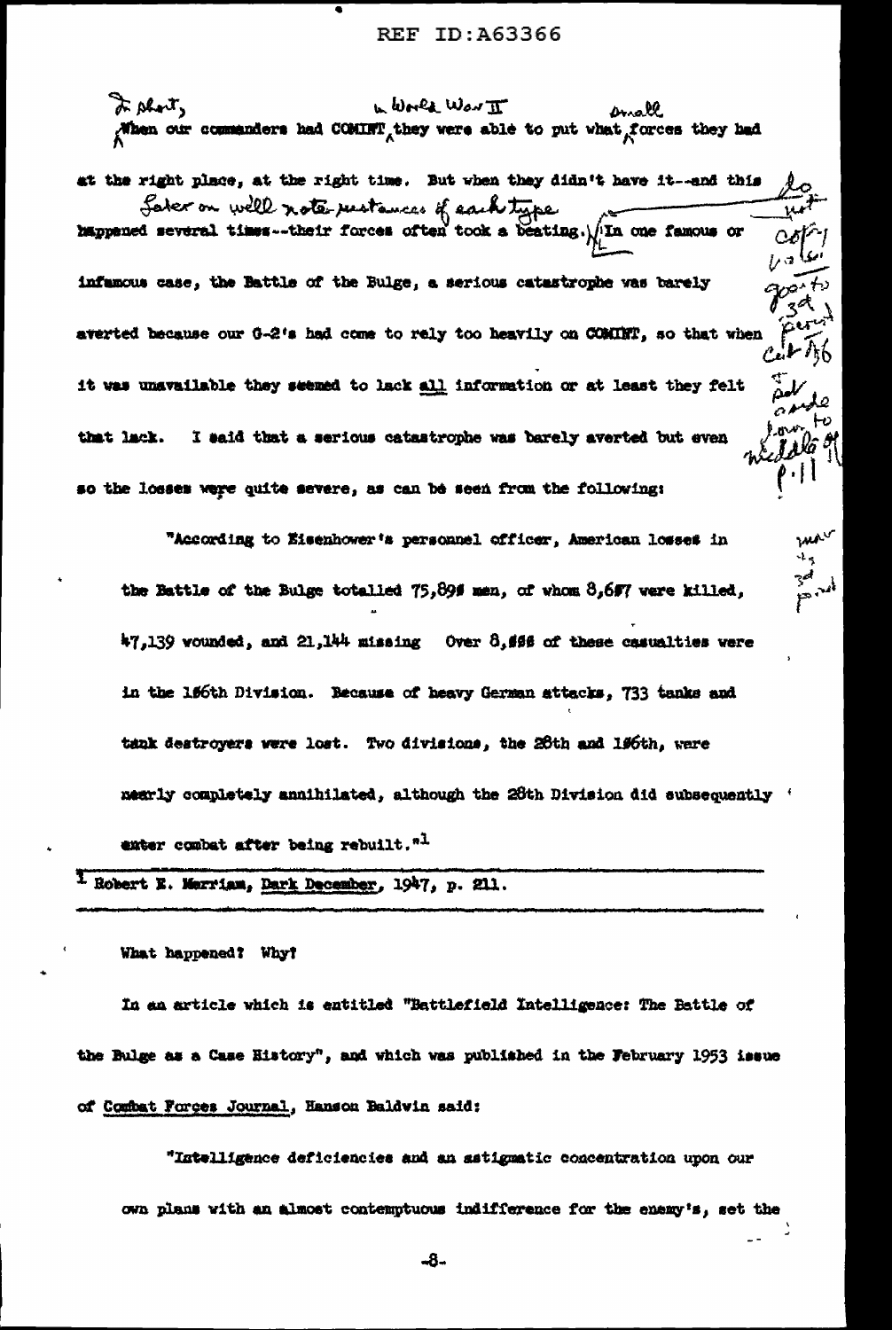In short, when our commanders had COMINT in World War II they were able to put what small forces they had at the right place, at the right time. But when they didn't have it--and this happened several times--their forces often took a beating. Later on we'll note instances of each type. In one famous or infamous case, the Battle of the Bulge, a serious catastrophe was barely averted because our G-2's had come to rely too heavily on COMINT, so that when it was unavailable they seemed to lack all information or at least they felt that lack. I said that a serious catastrophe was barely averted but even so the losses were quite severe, as can be seen from the following:

"According to Eisenhower's personnel officer, American losses in the Battle of the Bulge totalled 75,890 men, of whom 8,607 were killed, 47,139 wounded, and 21,144 missing. Over 8,000 of these casualties were in the 106th Division. Because of heavy German attacks, 733 tanks and tank destroyers were lost. Two divisions, the 28th and 106th, were nearly completely annihilated, although the 28th Division did subsequently enter combat after being rebuilt."[1]

[1] Robert E. Merriam, Dark December, 1947, p. 211.

What happened? Why?

In an article which is entitled "Battlefield Intelligence: The Battle of the Bulge as a Case History", and which was published in the February 1953 issue of Combat Forces Journal, Hanson Baldwin said:

"Intelligence deficiencies and an astigmatic concentration upon our own plans with an almost contemptuous indifference for the enemy's, set the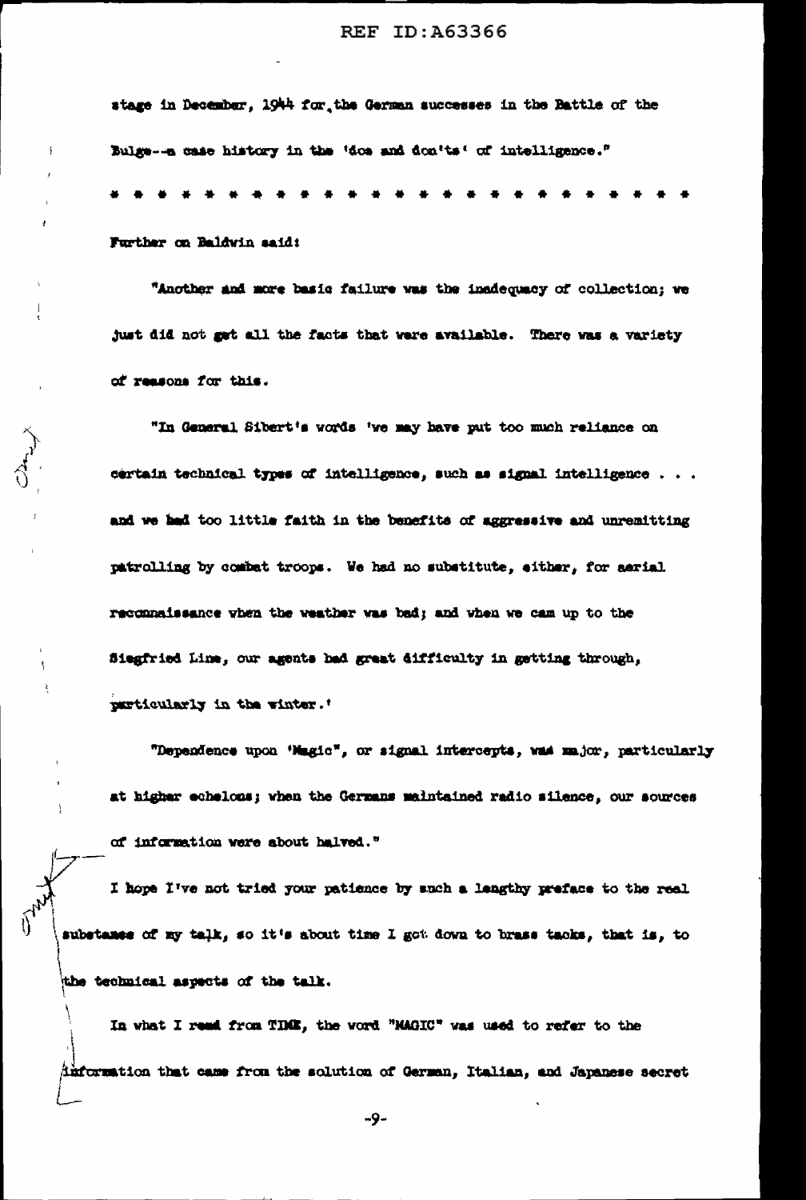stage in December, 1944 for the German successes in the Battle of the Bulge--a case history in the 'dos and don'ts' of intelligence."

* * * * * * * * * * * * * * * * * * * * * * * * * *

Further on Baldwin said:

"Another and more basic failure was the inadequacy of collection; we just did not get all the facts that were available. There was a variety of reasons for this.

"In General Sibert's words 'we may have put too much reliance on certain technical types of intelligence, such as signal intelligence . . . and we had too little faith in the benefits of aggressive and unremitting patrolling by combat troops. We had no substitute, either, for aerial reconnaissance when the weather was bad; and when we cam up to the Siegfried Line, our agents had great difficulty in getting through, particularly in the winter.'

"Dependence upon 'Magic", or signal intercepts, was major, particularly at higher echelons; when the Germans maintained radio silence, our sources of information were about halved."

I hope I've not tried your patience by such a lengthy preface to the real substance of my talk, so it's about time I got down to brass tacks, that is, to the technical aspects of the talk.

In what I read from TIME, the word "MAGIC" was used to refer to the information that came from the solution of German, Italian, and Japanese secret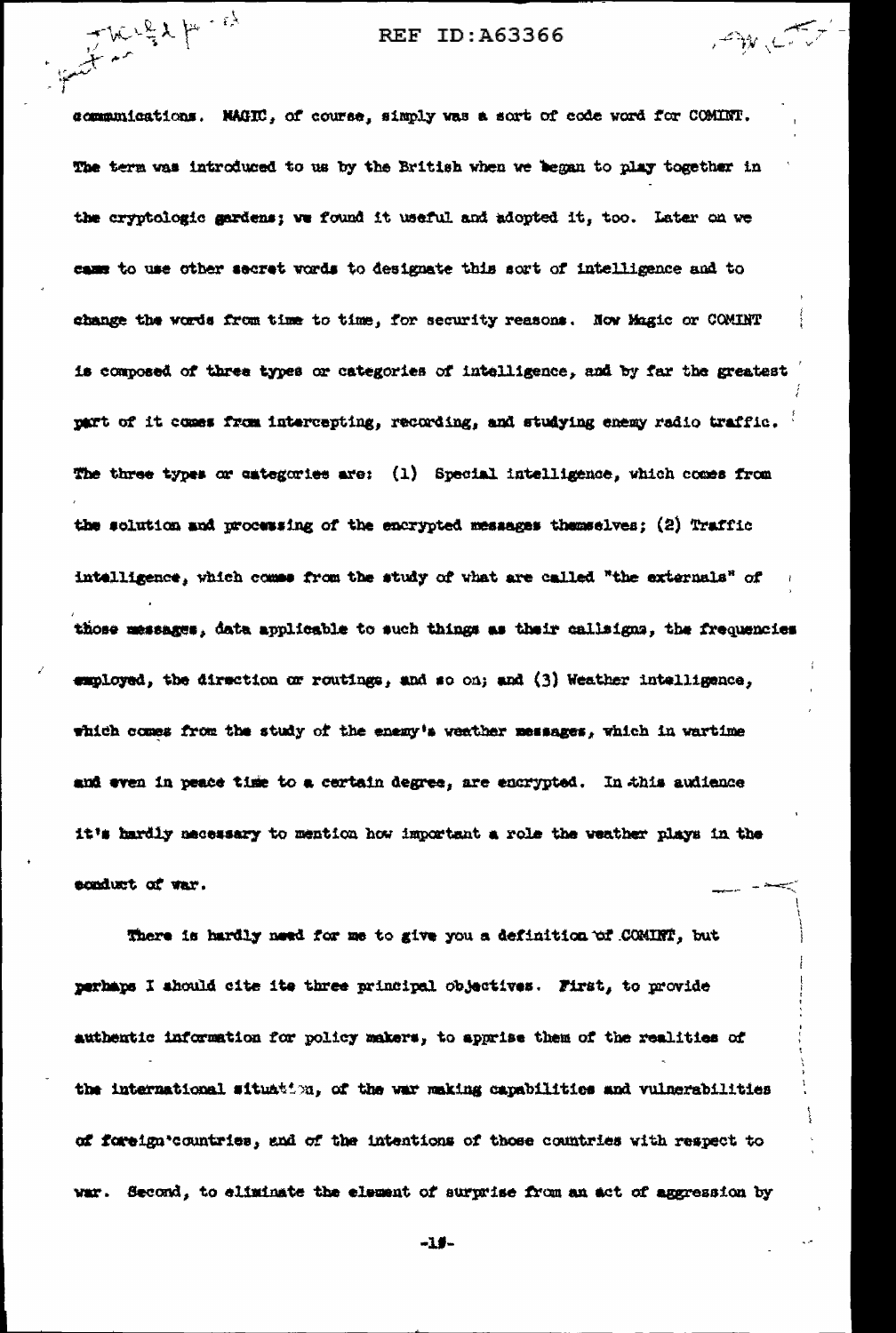communications. MAGIC, of course, simply was a sort of code word for COMINT. The term was introduced to us by the British when we began to play together in the cryptologic gardens; we found it useful and adopted it, too. Later on we came to use other secret words to designate this sort of intelligence and to change the words from time to time, for security reasons. Now Magic or COMINT is composed of three types or categories of intelligence, and by far the greatest part of it comes from intercepting, recording, and studying enemy radio traffic. The three types or categories are: (1) Special intelligence, which comes from the solution and processing of the encrypted messages themselves; (2) Traffic intelligence, which comes from the study of what are called "the externals" of those messages, data applicable to such things as their callsigns, the frequencies employed, the direction or routings, and so on; and (3) Weather intelligence, which comes from the study of the enemy's weather messages, which in wartime and even in peace time to a certain degree, are encrypted. In this audience it's hardly necessary to mention how important a role the weather plays in the conduct of war.

There is hardly need for me to give you a definition of COMINT, but perhaps I should cite its three principal objectives. First, to provide authentic information for policy makers, to apprise them of the realities of the international situation, of the war making capabilities and vulnerabilities of foreign countries, and of the intentions of those countries with respect to war. Second, to eliminate the element of surprise from an act of aggression by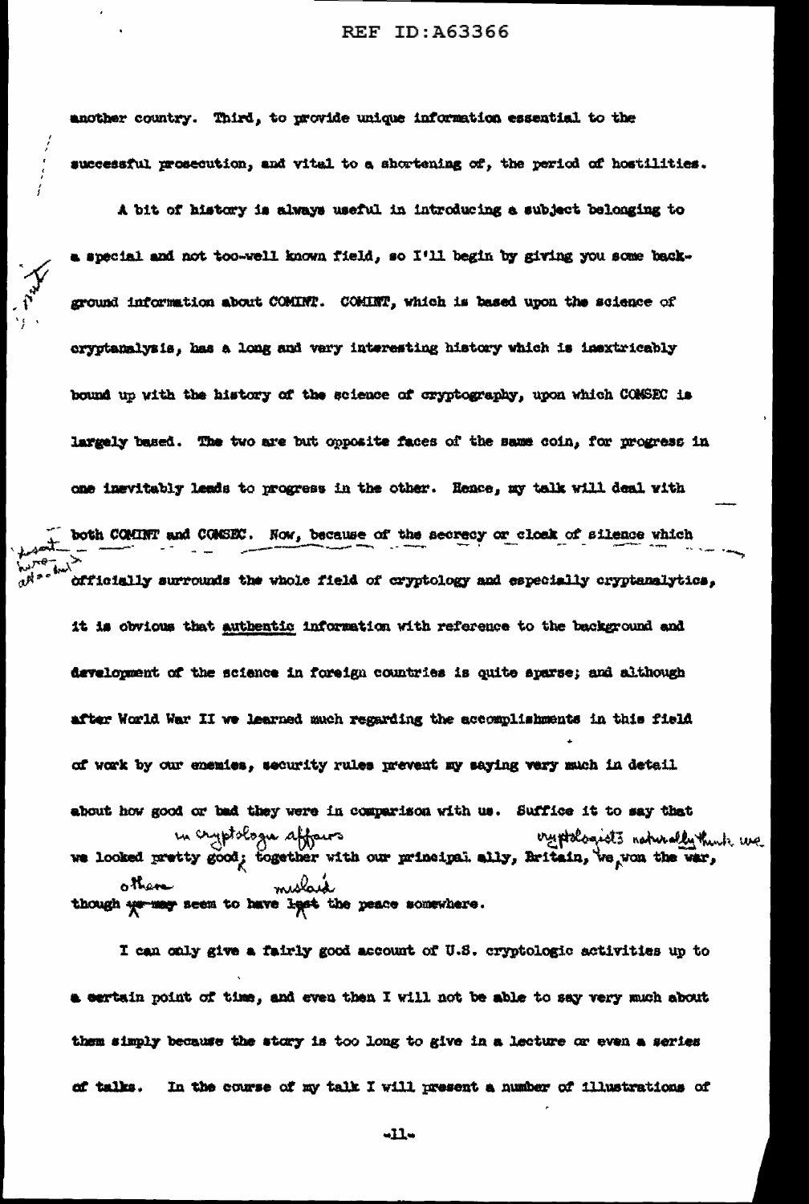another country. Third, to provide unique information essential to the successful prosecution, and vital to a shortening of, the period of hostilities.

A bit of history is always useful in introducing a subject belonging to a special and not too-well known field, so I'll begin by giving you some background information about COMINT. COMINT, which is based upon the science of cryptanalysis, has a long and very interesting history which is inextricably bound up with the history of the science of cryptography, upon which COMSEC is largely based. The two are but opposite faces of the same coin, for progress in one inevitably leads to progress in the other. Hence, my talk will deal with both COMINT and COMSEC. Now, because of the secrecy or cloak of silence which officially surrounds the whole field of cryptology and especially cryptanalytics, it is obvious that _authentic_ information with reference to the background and development of the science in foreign countries is quite sparse; and although after World War II we learned much regarding the accomplishments in this field of work by our enemies, security rules prevent my saying very much in detail about how good or bad they were in comparison with us. Suffice it to say that we looked pretty good in cryptologic affairs; together with our principal ally, Britain, cryptologists naturally think we won the war, though ~~we may~~ others seem to have ~~lost~~ mislaid the peace somewhere.

I can only give a fairly good account of U.S. cryptologic activities up to a certain point of time, and even then I will not be able to say very much about them simply because the story is too long to give in a lecture or even a series of talks. In the course of my talk I will present a number of illustrations of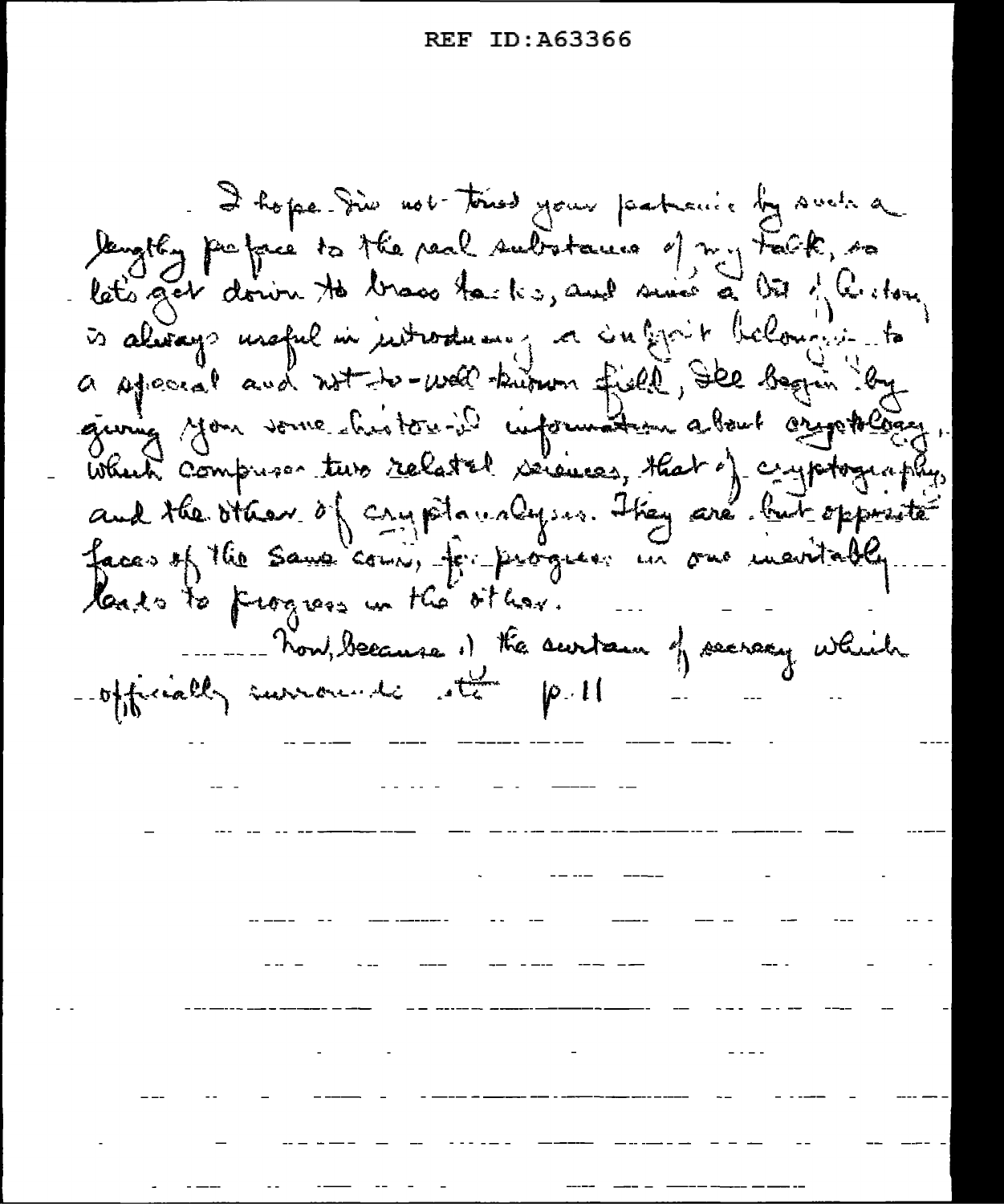I hope I've not tried your patience by such a lengthy preface to the real substance of my talk, so let's get down to brass tacks, and since a bit of history is always useful in introducing a subject belonging to a special and not-too-well-known field, I'll begin by giving you some historical information about cryptology, which comprises two related sciences, that of cryptography, and the other of cryptanalysis. They are but opposite faces of the same coin, for progress in one inevitably leads to progress in the other.

Now, because of the curtain of secrecy which officially surrounds the p. 11